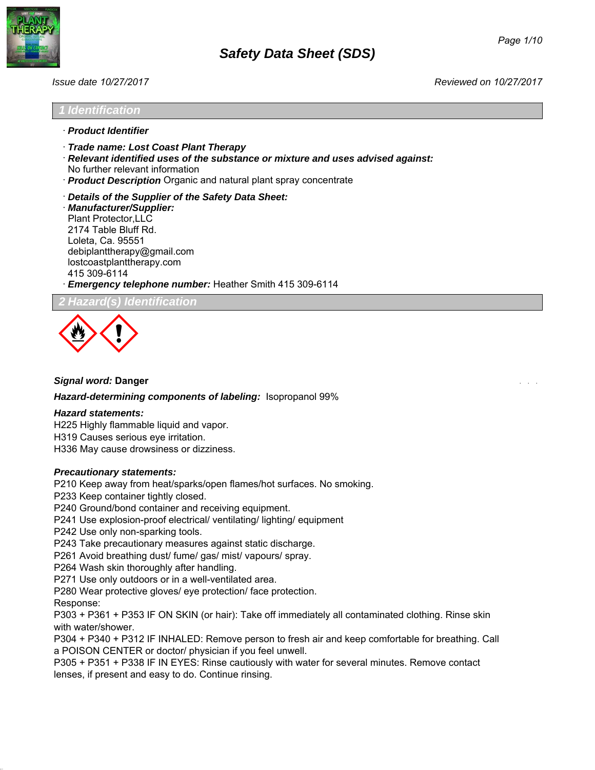# Safety Data Sheet (SDS)

*Issue date 10/27/2017* *Reviewed on 10/27/2017*

## 1 Identification

- ***Product Identifier***
- ***Trade name: Lost Coast Plant Therapy***
- ***Relevant identified uses of the substance or mixture and uses advised against:*** No further relevant information
- ***Product Description*** Organic and natural plant spray concentrate
- ***Details of the Supplier of the Safety Data Sheet:***
- ***Manufacturer/Supplier:***
  Plant Protector,LLC
  2174 Table Bluff Rd.
  Loleta, Ca. 95551
  debiplanttherapy@gmail.com
  lostcoastplanttherapy.com
  415 309-6114
- ***Emergency telephone number:*** Heather Smith 415 309-6114

## 2 Hazard(s) Identification

***Signal word:*** **Danger**

***Hazard-determining components of labeling:*** Isopropanol 99%

***Hazard statements:***
H225 Highly flammable liquid and vapor.
H319 Causes serious eye irritation.
H336 May cause drowsiness or dizziness.

***Precautionary statements:***
P210 Keep away from heat/sparks/open flames/hot surfaces. No smoking.
P233 Keep container tightly closed.
P240 Ground/bond container and receiving equipment.
P241 Use explosion-proof electrical/ ventilating/ lighting/ equipment
P242 Use only non-sparking tools.
P243 Take precautionary measures against static discharge.
P261 Avoid breathing dust/ fume/ gas/ mist/ vapours/ spray.
P264 Wash skin thoroughly after handling.
P271 Use only outdoors or in a well-ventilated area.
P280 Wear protective gloves/ eye protection/ face protection.
Response:
P303 + P361 + P353 IF ON SKIN (or hair): Take off immediately all contaminated clothing. Rinse skin with water/shower.
P304 + P340 + P312 IF INHALED: Remove person to fresh air and keep comfortable for breathing. Call a POISON CENTER or doctor/ physician if you feel unwell.
P305 + P351 + P338 IF IN EYES: Rinse cautiously with water for several minutes. Remove contact lenses, if present and easy to do. Continue rinsing.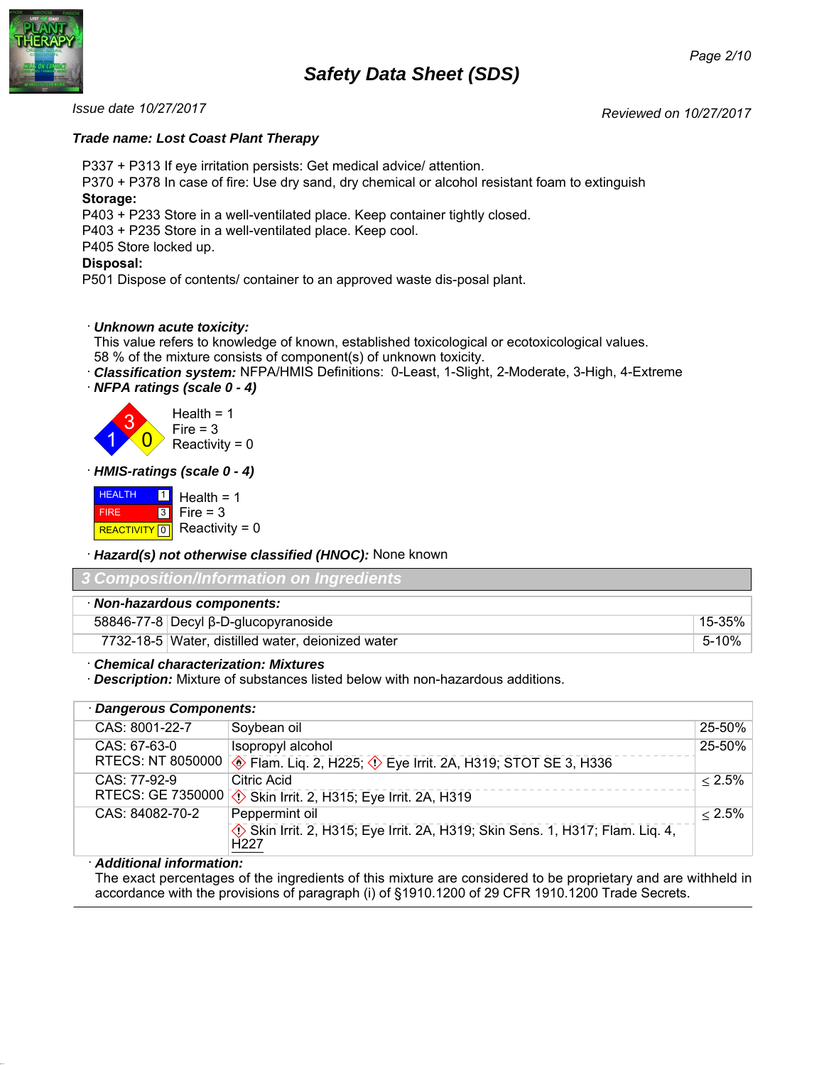*Issue date 10/27/2017* *Reviewed on 10/27/2017*

***Trade name: Lost Coast Plant Therapy***

P337 + P313 If eye irritation persists: Get medical advice/ attention.
P370 + P378 In case of fire: Use dry sand, dry chemical or alcohol resistant foam to extinguish
**Storage:**
P403 + P233 Store in a well-ventilated place. Keep container tightly closed.
P403 + P235 Store in a well-ventilated place. Keep cool.
P405 Store locked up.
**Disposal:**
P501 Dispose of contents/ container to an approved waste dis-posal plant.

· ***Unknown acute toxicity:***
This value refers to knowledge of known, established toxicological or ecotoxicological values.
58 % of the mixture consists of component(s) of unknown toxicity.
· ***Classification system:*** NFPA/HMIS Definitions: 0-Least, 1-Slight, 2-Moderate, 3-High, 4-Extreme
· ***NFPA ratings (scale 0 - 4)***

Health = 1
Fire = 3
Reactivity = 0

· ***HMIS-ratings (scale 0 - 4)***

| HEALTH | 1 |
|---|---|
| FIRE | 3 |
| REACTIVITY | 0 |

Health = 1
Fire = 3
Reactivity = 0

· ***Hazard(s) not otherwise classified (HNOC):*** None known

## 3 Composition/Information on Ingredients

| · ***Non-hazardous components:*** | | |
|---|---|---|
| 58846-77-8 | Decyl β-D-glucopyranoside | 15-35% |
| 7732-18-5 | Water, distilled water, deionized water | 5-10% |

· ***Chemical characterization: Mixtures***
· ***Description:*** Mixture of substances listed below with non-hazardous additions.

| · ***Dangerous Components:*** | | |
|---|---|---|
| CAS: 8001-22-7 | Soybean oil | 25-50% |
| CAS: 67-63-0<br>RTECS: NT 8050000 | Isopropyl alcohol<br>Flam. Liq. 2, H225; Eye Irrit. 2A, H319; STOT SE 3, H336 | 25-50% |
| CAS: 77-92-9<br>RTECS: GE 7350000 | Citric Acid<br>Skin Irrit. 2, H315; Eye Irrit. 2A, H319 | ≤ 2.5% |
| CAS: 84082-70-2 | Peppermint oil<br>Skin Irrit. 2, H315; Eye Irrit. 2A, H319; Skin Sens. 1, H317; Flam. Liq. 4, H227 | ≤ 2.5% |

· ***Additional information:***
The exact percentages of the ingredients of this mixture are considered to be proprietary and are withheld in accordance with the provisions of paragraph (i) of §1910.1200 of 29 CFR 1910.1200 Trade Secrets.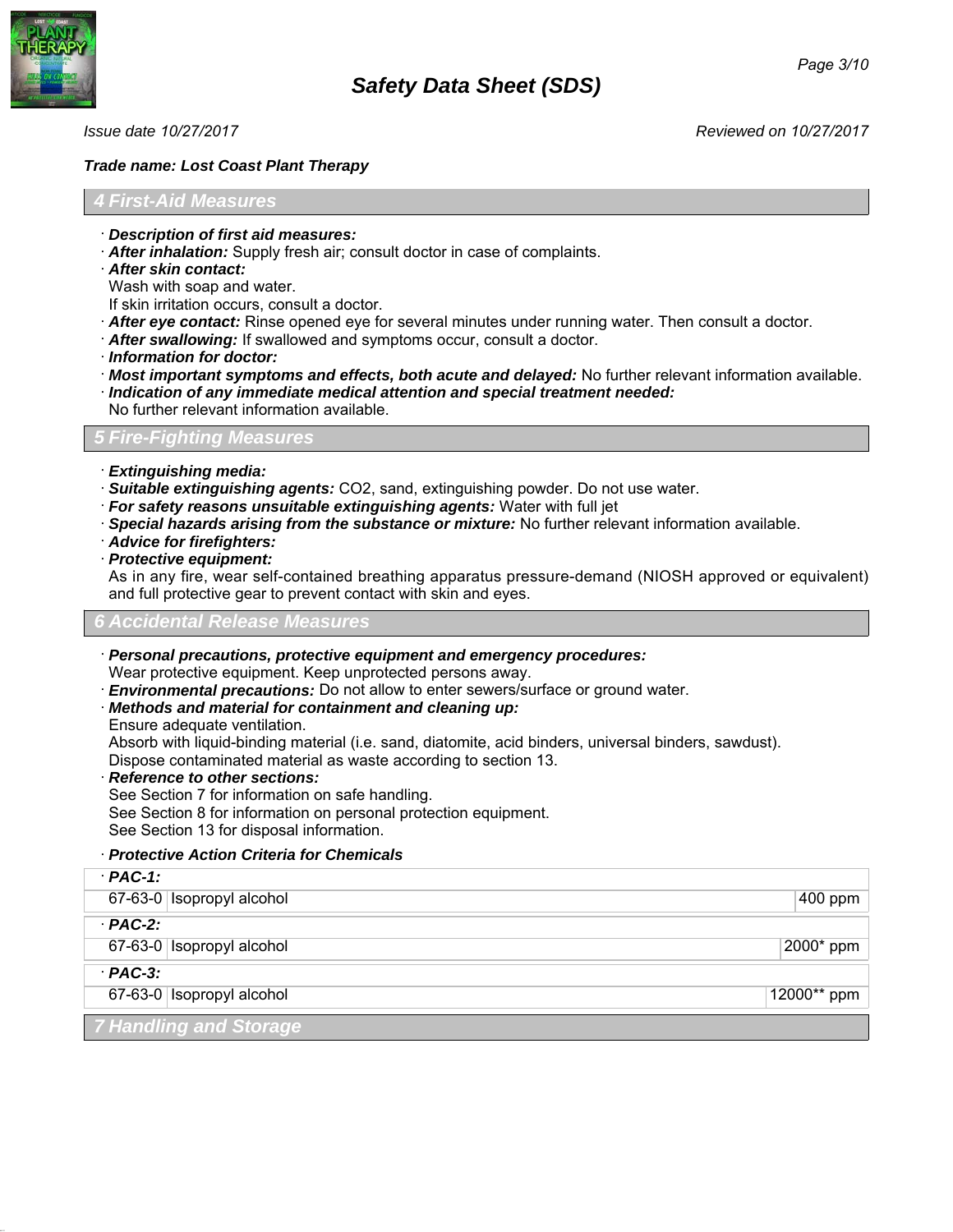## 4 First-Aid Measures

· ***Description of first aid measures:***
· ***After inhalation:*** Supply fresh air; consult doctor in case of complaints.
· ***After skin contact:***
Wash with soap and water.
If skin irritation occurs, consult a doctor.
· ***After eye contact:*** Rinse opened eye for several minutes under running water. Then consult a doctor.
· ***After swallowing:*** If swallowed and symptoms occur, consult a doctor.
· ***Information for doctor:***
· ***Most important symptoms and effects, both acute and delayed:*** No further relevant information available.
· ***Indication of any immediate medical attention and special treatment needed:***
No further relevant information available.

## 5 Fire-Fighting Measures

· ***Extinguishing media:***
· ***Suitable extinguishing agents:*** $CO_2$, sand, extinguishing powder. Do not use water.
· ***For safety reasons unsuitable extinguishing agents:*** Water with full jet
· ***Special hazards arising from the substance or mixture:*** No further relevant information available.
· ***Advice for firefighters:***
· ***Protective equipment:***
As in any fire, wear self-contained breathing apparatus pressure-demand (NIOSH approved or equivalent) and full protective gear to prevent contact with skin and eyes.

## 6 Accidental Release Measures

· ***Personal precautions, protective equipment and emergency procedures:***
Wear protective equipment. Keep unprotected persons away.
· ***Environmental precautions:*** Do not allow to enter sewers/surface or ground water.
· ***Methods and material for containment and cleaning up:***
Ensure adequate ventilation.
Absorb with liquid-binding material (i.e. sand, diatomite, acid binders, universal binders, sawdust).
Dispose contaminated material as waste according to section 13.
· ***Reference to other sections:***
See Section 7 for information on safe handling.
See Section 8 for information on personal protection equipment.
See Section 13 for disposal information.

· ***Protective Action Criteria for Chemicals***

| · ***PAC-1:*** | | |
|---|---|---|
| 67-63-0 | Isopropyl alcohol | 400 ppm |
| · ***PAC-2:*** | | |
| 67-63-0 | Isopropyl alcohol | 2000* ppm |
| · ***PAC-3:*** | | |
| 67-63-0 | Isopropyl alcohol | 12000** ppm |

## 7 Handling and Storage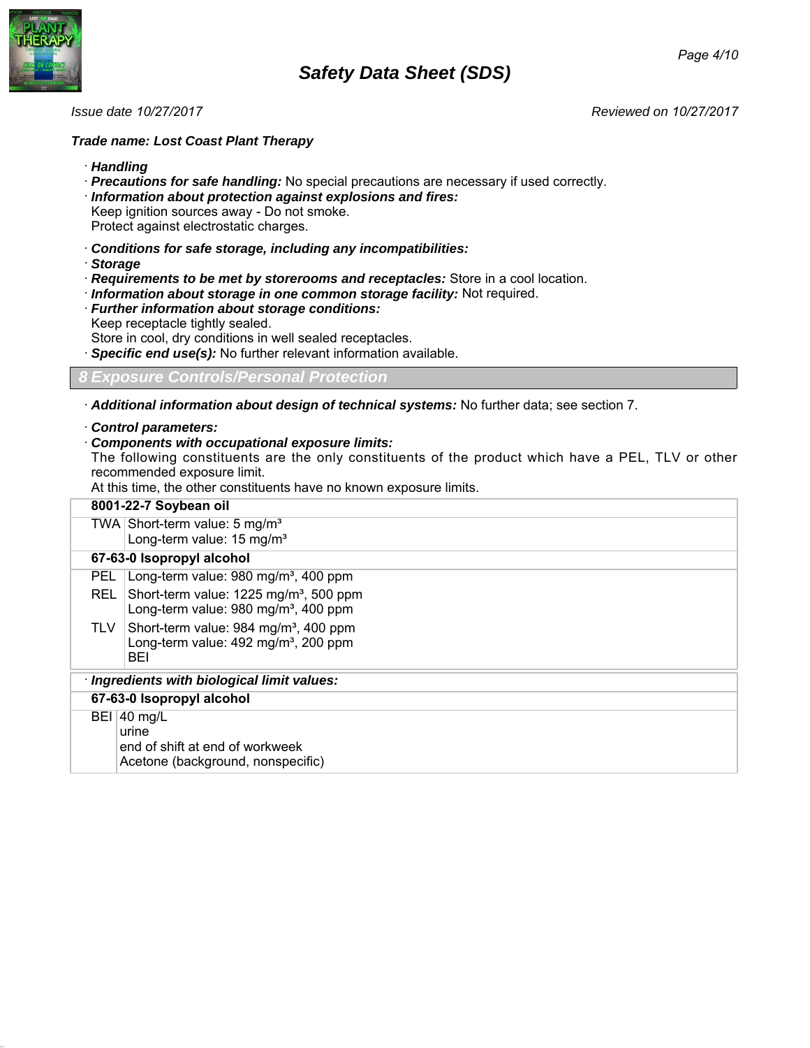*Trade name: Lost Coast Plant Therapy*

· ***Handling***
· ***Precautions for safe handling:*** No special precautions are necessary if used correctly.
· ***Information about protection against explosions and fires:***
Keep ignition sources away - Do not smoke.
Protect against electrostatic charges.

· ***Conditions for safe storage, including any incompatibilities:***
· ***Storage***
· ***Requirements to be met by storerooms and receptacles:*** Store in a cool location.
· ***Information about storage in one common storage facility:*** Not required.
· ***Further information about storage conditions:***
Keep receptacle tightly sealed.
Store in cool, dry conditions in well sealed receptacles.
· ***Specific end use(s):*** No further relevant information available.

## 8 Exposure Controls/Personal Protection

· ***Additional information about design of technical systems:*** No further data; see section 7.

· ***Control parameters:***
· ***Components with occupational exposure limits:***
The following constituents are the only constituents of the product which have a PEL, TLV or other recommended exposure limit.
At this time, the other constituents have no known exposure limits.

| **8001-22-7 Soybean oil** | |
|---|---|
| TWA | Short-term value: 5 mg/m³<br>Long-term value: 15 mg/m³ |
| **67-63-0 Isopropyl alcohol** | |
| PEL | Long-term value: 980 mg/m³, 400 ppm |
| REL | Short-term value: 1225 mg/m³, 500 ppm<br>Long-term value: 980 mg/m³, 400 ppm |
| TLV | Short-term value: 984 mg/m³, 400 ppm<br>Long-term value: 492 mg/m³, 200 ppm<br>BEI |

· ***Ingredients with biological limit values:***

| **67-63-0 Isopropyl alcohol** | |
|---|---|
| BEI | 40 mg/L<br>urine<br>end of shift at end of workweek<br>Acetone (background, nonspecific) |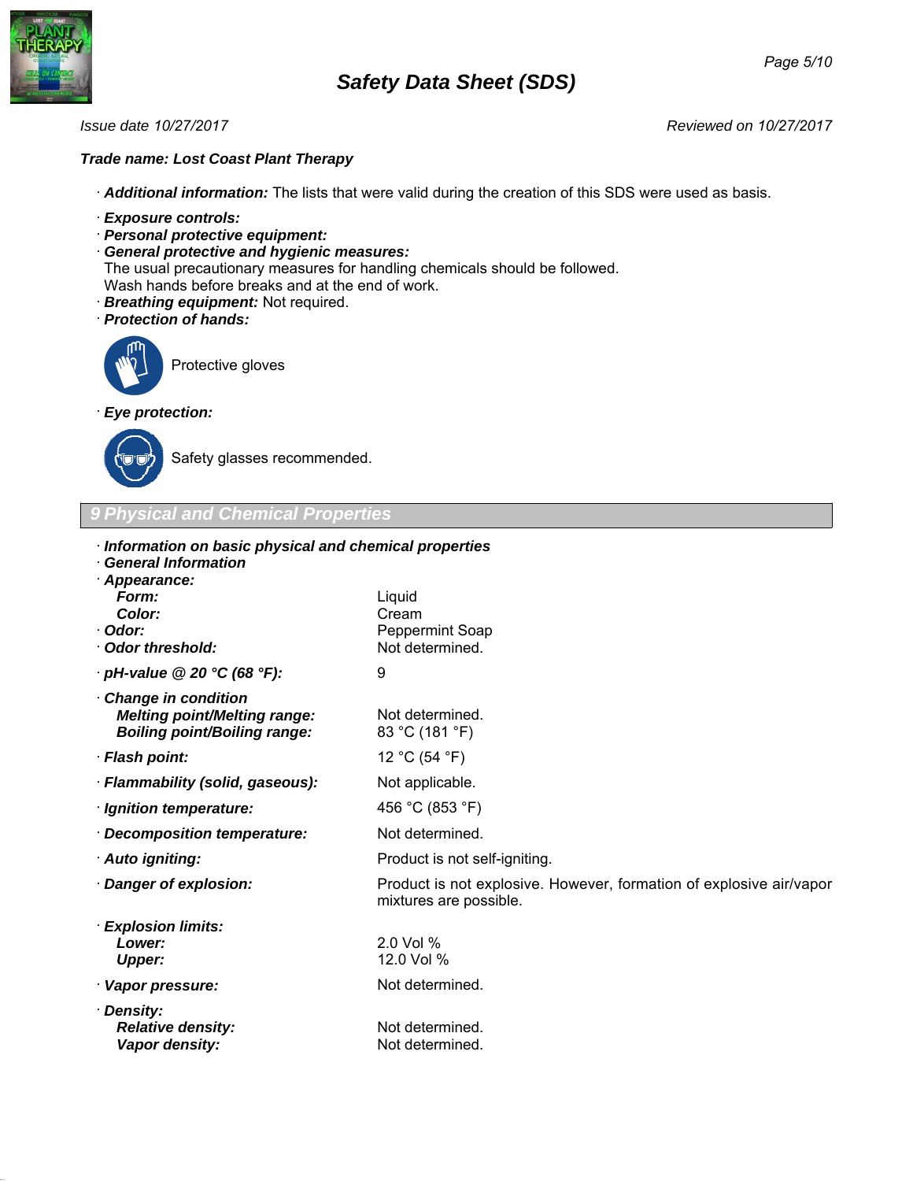**Trade name: Lost Coast Plant Therapy**

· ***Additional information:*** The lists that were valid during the creation of this SDS were used as basis.

· ***Exposure controls:***
· ***Personal protective equipment:***
· ***General protective and hygienic measures:***
The usual precautionary measures for handling chemicals should be followed.
Wash hands before breaks and at the end of work.
· ***Breathing equipment:*** Not required.
· ***Protection of hands:***

Protective gloves

· ***Eye protection:***

Safety glasses recommended.

## 9 Physical and Chemical Properties

· ***Information on basic physical and chemical properties***
· ***General Information***

| | |
|---|---|
| · ***Appearance:*** | |
| ***Form:*** | Liquid |
| ***Color:*** | Cream |
| · ***Odor:*** | Peppermint Soap |
| · ***Odor threshold:*** | Not determined. |
| · ***pH-value @ 20 °C (68 °F):*** | 9 |
| · ***Change in condition*** | |
| ***Melting point/Melting range:*** | Not determined. |
| ***Boiling point/Boiling range:*** | 83 °C (181 °F) |
| · ***Flash point:*** | 12 °C (54 °F) |
| · ***Flammability (solid, gaseous):*** | Not applicable. |
| · ***Ignition temperature:*** | 456 °C (853 °F) |
| · ***Decomposition temperature:*** | Not determined. |
| · ***Auto igniting:*** | Product is not self-igniting. |
| · ***Danger of explosion:*** | Product is not explosive. However, formation of explosive air/vapor mixtures are possible. |
| · ***Explosion limits:*** | |
| ***Lower:*** | 2.0 Vol % |
| ***Upper:*** | 12.0 Vol % |
| · ***Vapor pressure:*** | Not determined. |
| · ***Density:*** | |
| ***Relative density:*** | Not determined. |
| ***Vapor density:*** | Not determined. |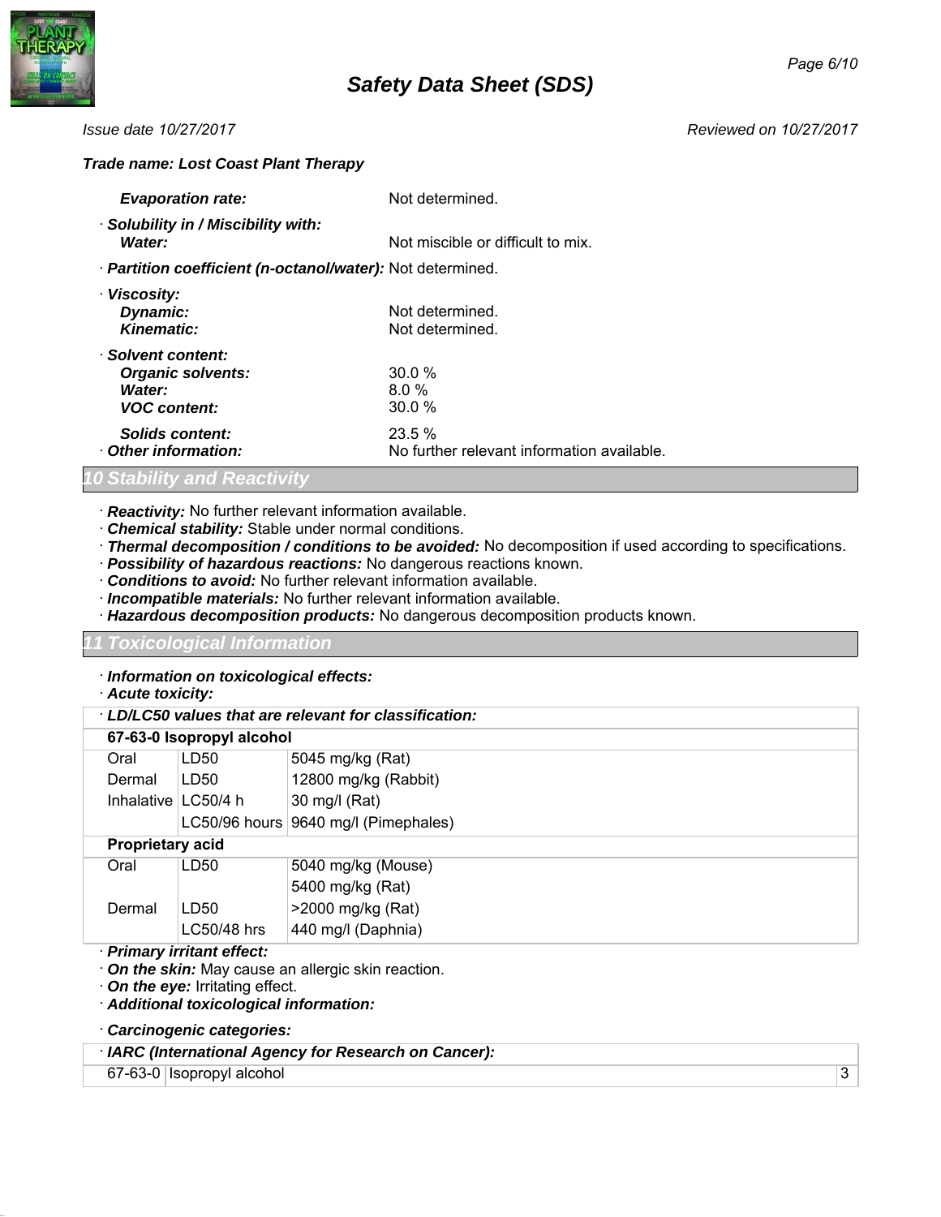**Trade name: Lost Coast Plant Therapy**

| | |
|---|---|
| ***Evaporation rate:*** | Not determined. |
| · ***Solubility in / Miscibility with:*** | |
| ***Water:*** | Not miscible or difficult to mix. |
| · ***Partition coefficient (n-octanol/water):*** | Not determined. |
| · ***Viscosity:*** | |
| ***Dynamic:*** | Not determined. |
| ***Kinematic:*** | Not determined. |
| · ***Solvent content:*** | |
| ***Organic solvents:*** | 30.0 % |
| ***Water:*** | 8.0 % |
| ***VOC content:*** | 30.0 % |
| ***Solids content:*** | 23.5 % |
| · ***Other information:*** | No further relevant information available. |

## 10 Stability and Reactivity

· ***Reactivity:*** No further relevant information available.
· ***Chemical stability:*** Stable under normal conditions.
· ***Thermal decomposition / conditions to be avoided:*** No decomposition if used according to specifications.
· ***Possibility of hazardous reactions:*** No dangerous reactions known.
· ***Conditions to avoid:*** No further relevant information available.
· ***Incompatible materials:*** No further relevant information available.
· ***Hazardous decomposition products:*** No dangerous decomposition products known.

## 11 Toxicological Information

· ***Information on toxicological effects:***
· ***Acute toxicity:***

| · ***LD/LC50 values that are relevant for classification:*** | | |
|---|---|---|
| **67-63-0 Isopropyl alcohol** | | |
| Oral | LD50 | 5045 mg/kg (Rat) |
| Dermal | LD50 | 12800 mg/kg (Rabbit) |
| Inhalative | LC50/4 h | 30 mg/l (Rat) |
| | LC50/96 hours | 9640 mg/l (Pimephales) |
| **Proprietary acid** | | |
| Oral | LD50 | 5040 mg/kg (Mouse) |
| | | 5400 mg/kg (Rat) |
| Dermal | LD50 | >2000 mg/kg (Rat) |
| | LC50/48 hrs | 440 mg/l (Daphnia) |

· ***Primary irritant effect:***
· ***On the skin:*** May cause an allergic skin reaction.
· ***On the eye:*** Irritating effect.
· ***Additional toxicological information:***

· ***Carcinogenic categories:***

| · ***IARC (International Agency for Research on Cancer):*** | | |
|---|---|---|
| 67-63-0 | Isopropyl alcohol | 3 |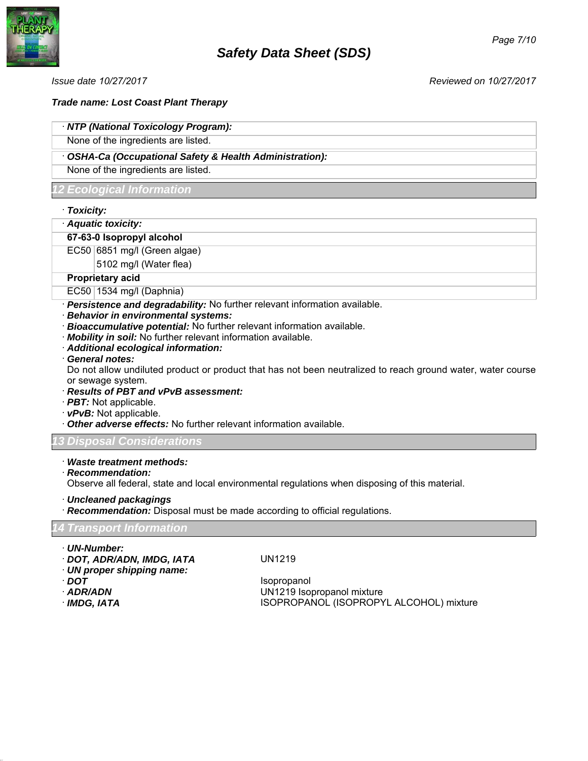Issue date 10/27/2017 | Reviewed on 10/27/2017

**Trade name: Lost Coast Plant Therapy**

· ***NTP (National Toxicology Program):***

None of the ingredients are listed.

· ***OSHA-Ca (Occupational Safety & Health Administration):***

None of the ingredients are listed.

## 12 Ecological Information

· ***Toxicity:***

· ***Aquatic toxicity:***

| **67-63-0 Isopropyl alcohol** | |
|---|---|
| EC50 | 6851 mg/l (Green algae) |
| | 5102 mg/l (Water flea) |
| **Proprietary acid** | |
| EC50 | 1534 mg/l (Daphnia) |

· ***Persistence and degradability:*** No further relevant information available.
· ***Behavior in environmental systems:***
· ***Bioaccumulative potential:*** No further relevant information available.
· ***Mobility in soil:*** No further relevant information available.
· ***Additional ecological information:***
· ***General notes:***
Do not allow undiluted product or product that has not been neutralized to reach ground water, water course or sewage system.
· ***Results of PBT and vPvB assessment:***
· ***PBT:*** Not applicable.
· ***vPvB:*** Not applicable.
· ***Other adverse effects:*** No further relevant information available.

## 13 Disposal Considerations

· ***Waste treatment methods:***
· ***Recommendation:***
Observe all federal, state and local environmental regulations when disposing of this material.

· ***Uncleaned packagings***
· ***Recommendation:*** Disposal must be made according to official regulations.

## 14 Transport Information

· ***UN-Number:***
· ***DOT, ADR/ADN, IMDG, IATA*** UN1219
· ***UN proper shipping name:***
· ***DOT*** Isopropanol
· ***ADR/ADN*** UN1219 Isopropanol mixture
· ***IMDG, IATA*** ISOPROPANOL (ISOPROPYL ALCOHOL) mixture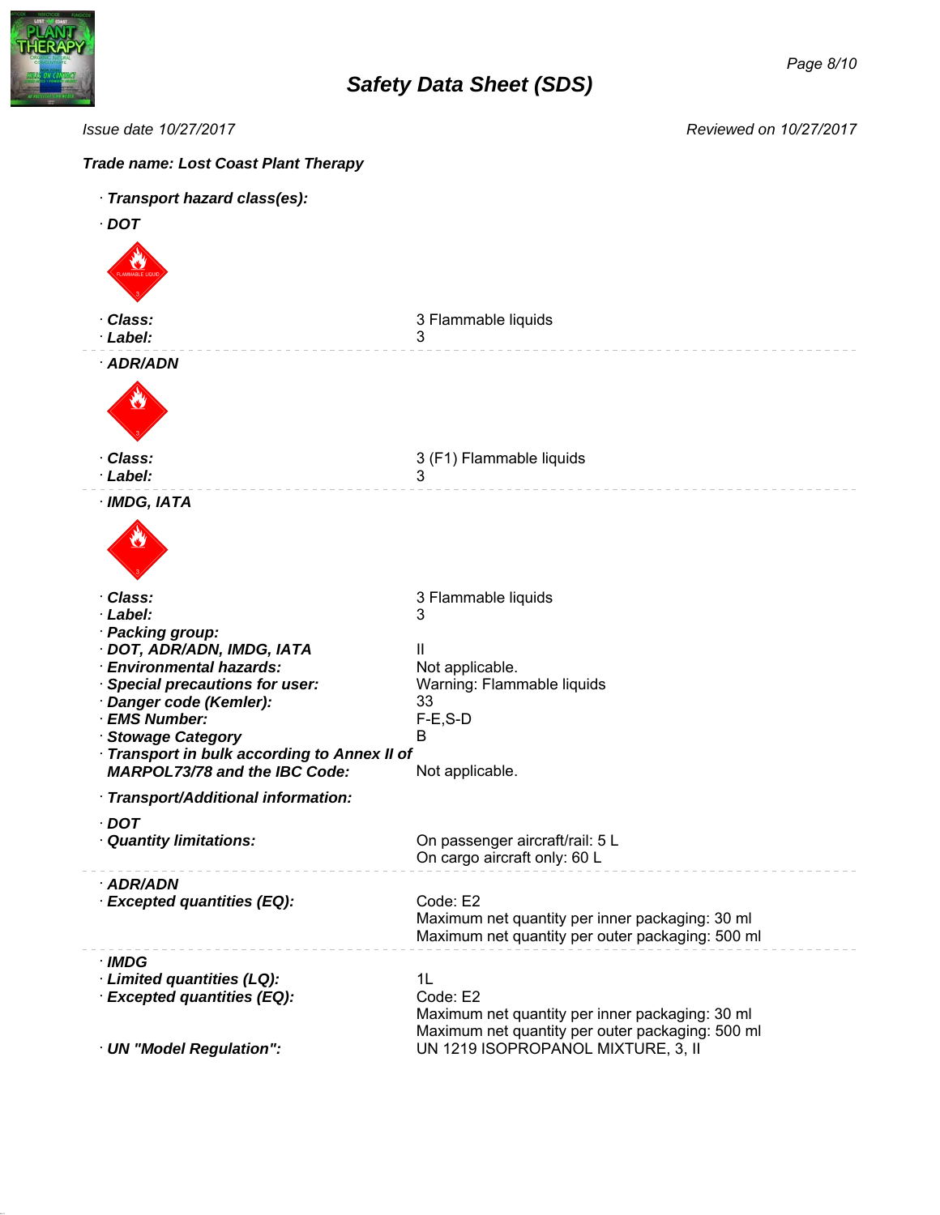## Safety Data Sheet (SDS)

*Issue date 10/27/2017* *Reviewed on 10/27/2017*

***Trade name: Lost Coast Plant Therapy***

· ***Transport hazard class(es):***

· ***DOT***

| | |
|---|---|
| · **Class:** | 3 Flammable liquids |
| · **Label:** | 3 |

· ***ADR/ADN***

| | |
|---|---|
| · **Class:** | 3 (F1) Flammable liquids |
| · **Label:** | 3 |

· ***IMDG, IATA***

| | |
|---|---|
| · **Class:** | 3 Flammable liquids |
| · **Label:** | 3 |
| · **Packing group:** | |
| · **DOT, ADR/ADN, IMDG, IATA** | II |
| · **Environmental hazards:** | Not applicable. |
| · **Special precautions for user:** | Warning: Flammable liquids |
| · **Danger code (Kemler):** | 33 |
| · **EMS Number:** | F-E,S-D |
| · **Stowage Category** | B |
| · **Transport in bulk according to Annex II of MARPOL73/78 and the IBC Code:** | Not applicable. |

· ***Transport/Additional information:***

· ***DOT***

| | |
|---|---|
| · **Quantity limitations:** | On passenger aircraft/rail: 5 L<br>On cargo aircraft only: 60 L |

· ***ADR/ADN***

| | |
|---|---|
| · **Excepted quantities (EQ):** | Code: E2<br>Maximum net quantity per inner packaging: 30 ml<br>Maximum net quantity per outer packaging: 500 ml |

· ***IMDG***

| | |
|---|---|
| · **Limited quantities (LQ):** | 1L |
| · **Excepted quantities (EQ):** | Code: E2<br>Maximum net quantity per inner packaging: 30 ml<br>Maximum net quantity per outer packaging: 500 ml |
| · **UN "Model Regulation":** | UN 1219 ISOPROPANOL MIXTURE, 3, II |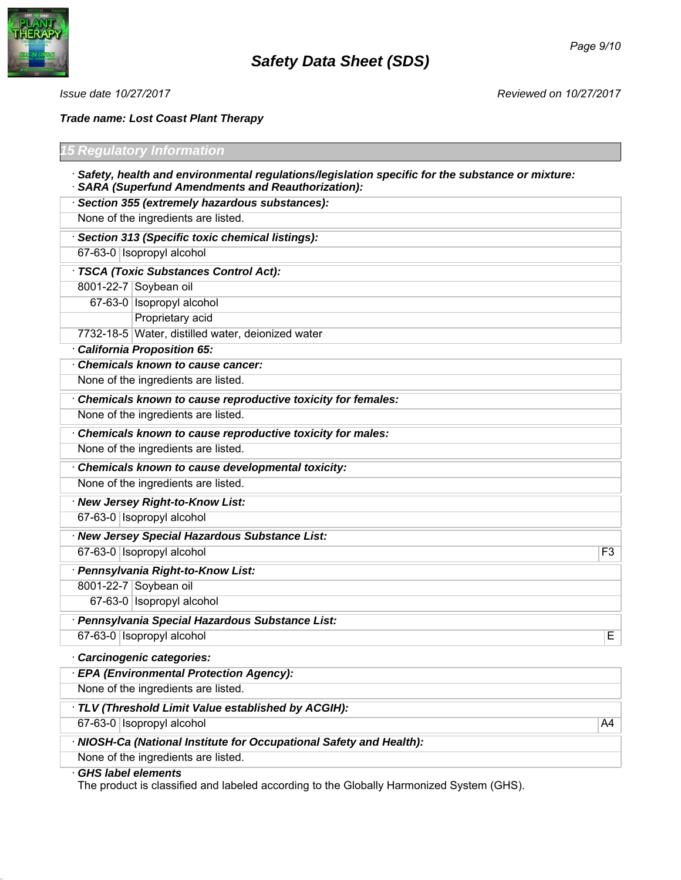*Issue date 10/27/2017* *Reviewed on 10/27/2017*

***Trade name: Lost Coast Plant Therapy***

## 15 Regulatory Information

· ***Safety, health and environmental regulations/legislation specific for the substance or mixture:***
· ***SARA (Superfund Amendments and Reauthorization):***

| · **Section 355 (extremely hazardous substances):** | | |
|---|---|---|
| None of the ingredients are listed. | | |

| · **Section 313 (Specific toxic chemical listings):** | |
|---|---|
| 67-63-0 | Isopropyl alcohol |

| · **TSCA (Toxic Substances Control Act):** | |
|---|---|
| 8001-22-7 | Soybean oil |
| 67-63-0 | Isopropyl alcohol |
| | Proprietary acid |
| 7732-18-5 | Water, distilled water, deionized water |

· ***California Proposition 65:***

| · **Chemicals known to cause cancer:** |
|---|
| None of the ingredients are listed. |

| · **Chemicals known to cause reproductive toxicity for females:** |
|---|
| None of the ingredients are listed. |

| · **Chemicals known to cause reproductive toxicity for males:** |
|---|
| None of the ingredients are listed. |

| · **Chemicals known to cause developmental toxicity:** |
|---|
| None of the ingredients are listed. |

| · **New Jersey Right-to-Know List:** | |
|---|---|
| 67-63-0 | Isopropyl alcohol |

| · **New Jersey Special Hazardous Substance List:** | | |
|---|---|---|
| 67-63-0 | Isopropyl alcohol | F3 |

| · **Pennsylvania Right-to-Know List:** | |
|---|---|
| 8001-22-7 | Soybean oil |
| 67-63-0 | Isopropyl alcohol |

| · **Pennsylvania Special Hazardous Substance List:** | | |
|---|---|---|
| 67-63-0 | Isopropyl alcohol | E |

· ***Carcinogenic categories:***

| · **EPA (Environmental Protection Agency):** |
|---|
| None of the ingredients are listed. |

| · **TLV (Threshold Limit Value established by ACGIH):** | | |
|---|---|---|
| 67-63-0 | Isopropyl alcohol | A4 |

| · **NIOSH-Ca (National Institute for Occupational Safety and Health):** |
|---|
| None of the ingredients are listed. |

· ***GHS label elements***
The product is classified and labeled according to the Globally Harmonized System (GHS).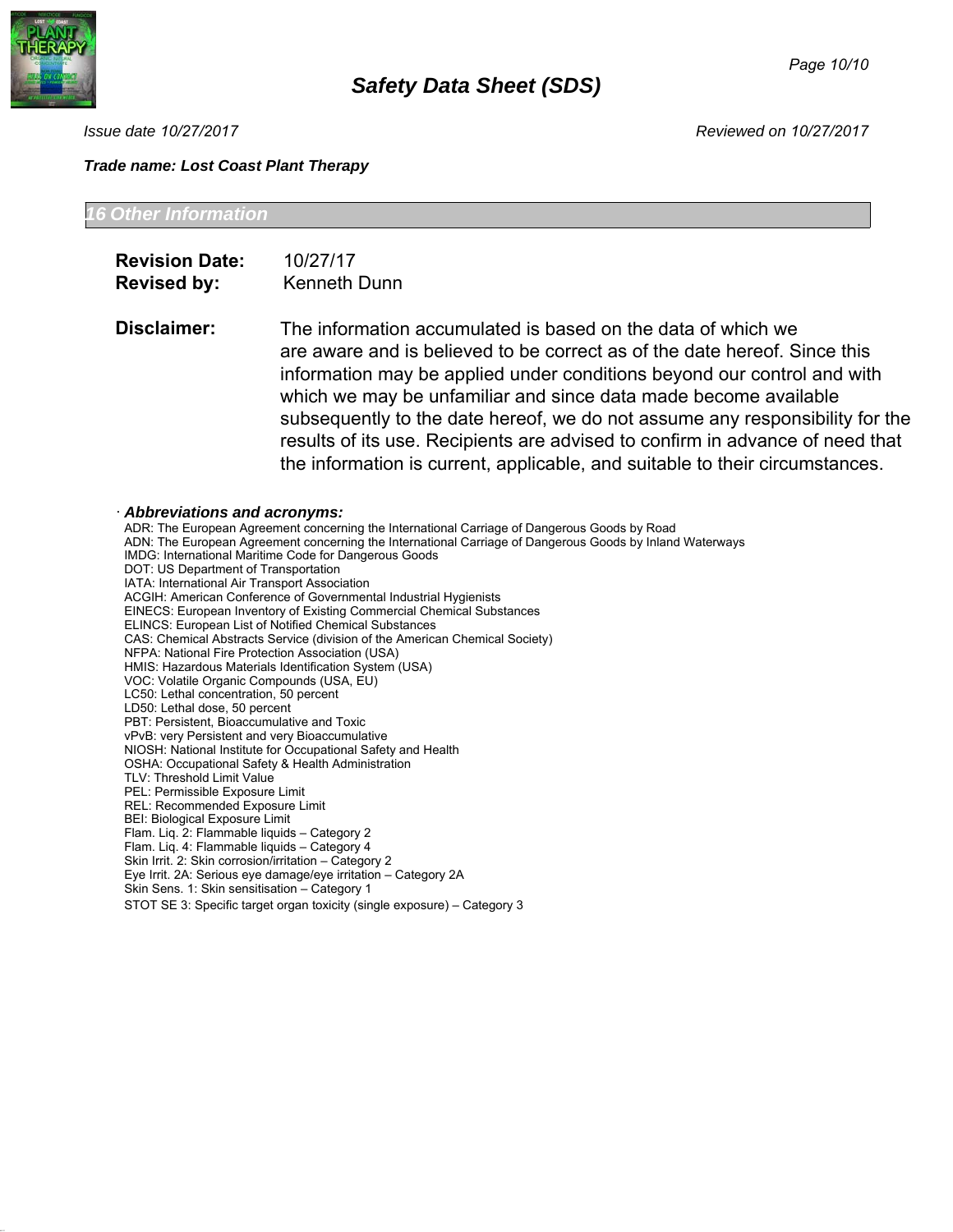## 16 Other Information

**Revision Date:** 10/27/17
**Revised by:** Kenneth Dunn

**Disclaimer:** The information accumulated is based on the data of which we are aware and is believed to be correct as of the date hereof. Since this information may be applied under conditions beyond our control and with which we may be unfamiliar and since data made become available subsequently to the date hereof, we do not assume any responsibility for the results of its use. Recipients are advised to confirm in advance of need that the information is current, applicable, and suitable to their circumstances.

· ***Abbreviations and acronyms:***

ADR: The European Agreement concerning the International Carriage of Dangerous Goods by Road
ADN: The European Agreement concerning the International Carriage of Dangerous Goods by Inland Waterways
IMDG: International Maritime Code for Dangerous Goods
DOT: US Department of Transportation
IATA: International Air Transport Association
ACGIH: American Conference of Governmental Industrial Hygienists
EINECS: European Inventory of Existing Commercial Chemical Substances
ELINCS: European List of Notified Chemical Substances
CAS: Chemical Abstracts Service (division of the American Chemical Society)
NFPA: National Fire Protection Association (USA)
HMIS: Hazardous Materials Identification System (USA)
VOC: Volatile Organic Compounds (USA, EU)
LC50: Lethal concentration, 50 percent
LD50: Lethal dose, 50 percent
PBT: Persistent, Bioaccumulative and Toxic
vPvB: very Persistent and very Bioaccumulative
NIOSH: National Institute for Occupational Safety and Health
OSHA: Occupational Safety & Health Administration
TLV: Threshold Limit Value
PEL: Permissible Exposure Limit
REL: Recommended Exposure Limit
BEI: Biological Exposure Limit
Flam. Liq. 2: Flammable liquids – Category 2
Flam. Liq. 4: Flammable liquids – Category 4
Skin Irrit. 2: Skin corrosion/irritation – Category 2
Eye Irrit. 2A: Serious eye damage/eye irritation – Category 2A
Skin Sens. 1: Skin sensitisation – Category 1
STOT SE 3: Specific target organ toxicity (single exposure) – Category 3